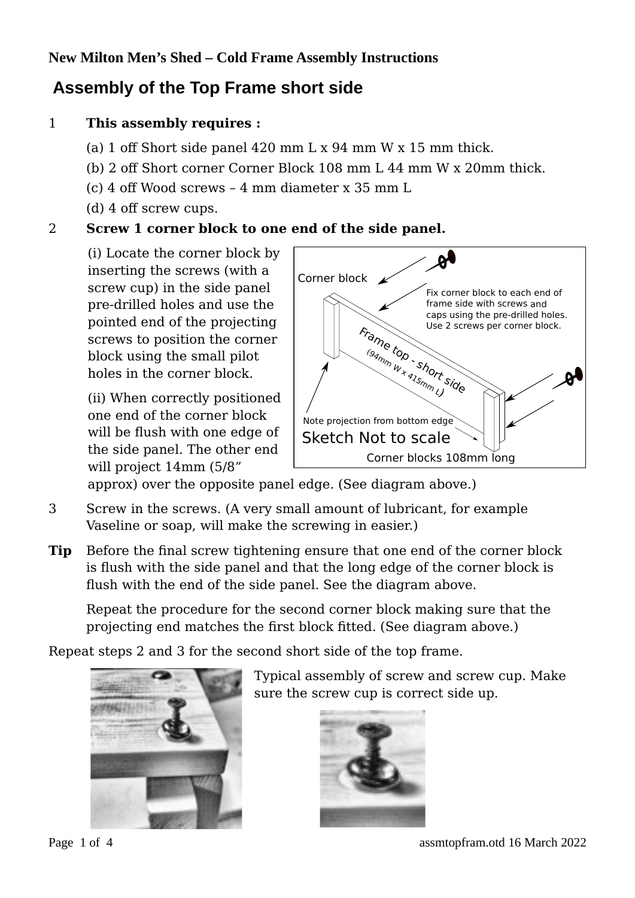**New Milton Men's Shed – Cold Frame Assembly Instructions**

# Assembly of the Top Frame short side

1 **This assembly requires :**

(a) 1 off Short side panel 420 mm L x 94 mm W x 15 mm thick.

(b) 2 off Short corner Corner Block 108 mm L 44 mm W x 20mm thick.

(c) 4 off Wood screws – 4 mm diameter x 35 mm L

(d) 4 off screw cups.

2 **Screw 1 corner block to one end of the side panel.**

(i) Locate the corner block by inserting the screws (with a screw cup) in the side panel pre-drilled holes and use the pointed end of the projecting screws to position the corner block using the small pilot holes in the corner block.

(ii) When correctly positioned one end of the corner block will be flush with one edge of the side panel. The other end will project 14mm (5/8" approx) over the opposite panel edge. (See diagram above.)

Corner block

Fix corner block to each end of frame side with screws and caps using the pre-drilled holes. Use 2 screws per corner block.

Frame top - short side (94mm W x 415mm L)

Note projection from bottom edge

Sketch Not to scale

Corner blocks 108mm long

3 Screw in the screws. (A very small amount of lubricant, for example Vaseline or soap, will make the screwing in easier.)

**Tip** Before the final screw tightening ensure that one end of the corner block is flush with the side panel and that the long edge of the corner block is flush with the end of the side panel. See the diagram above.

Repeat the procedure for the second corner block making sure that the projecting end matches the first block fitted. (See diagram above.)

Repeat steps 2 and 3 for the second short side of the top frame.

Typical assembly of screw and screw cup. Make sure the screw cup is correct side up.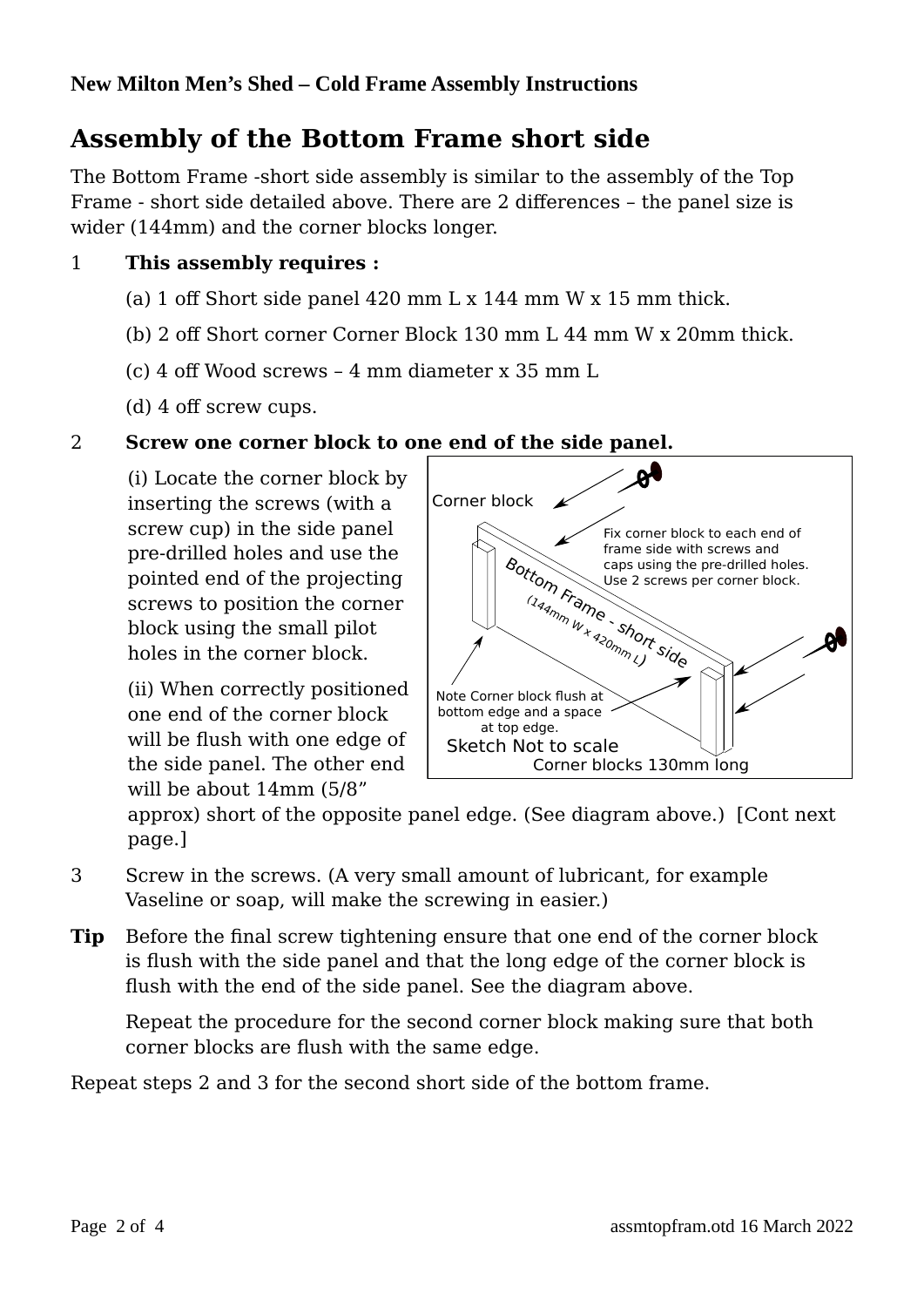## Assembly of the Bottom Frame short side

The Bottom Frame -short side assembly is similar to the assembly of the Top Frame - short side detailed above. There are 2 differences – the panel size is wider (144mm) and the corner blocks longer.

1 **This assembly requires :**

   (a) 1 off Short side panel 420 mm L x 144 mm W x 15 mm thick.

   (b) 2 off Short corner Corner Block 130 mm L 44 mm W x 20mm thick.

   (c) 4 off Wood screws – 4 mm diameter x 35 mm L

   (d) 4 off screw cups.

2 **Screw one corner block to one end of the side panel.**

   (i) Locate the corner block by inserting the screws (with a screw cup) in the side panel pre-drilled holes and use the pointed end of the projecting screws to position the corner block using the small pilot holes in the corner block.

   (ii) When correctly positioned one end of the corner block will be flush with one edge of the side panel. The other end will be about 14mm (5/8" approx) short of the opposite panel edge. (See diagram above.) [Cont next page.]

3 Screw in the screws. (A very small amount of lubricant, for example Vaseline or soap, will make the screwing in easier.)

**Tip** Before the final screw tightening ensure that one end of the corner block is flush with the side panel and that the long edge of the corner block is flush with the end of the side panel. See the diagram above.

Repeat the procedure for the second corner block making sure that both corner blocks are flush with the same edge.

Repeat steps 2 and 3 for the second short side of the bottom frame.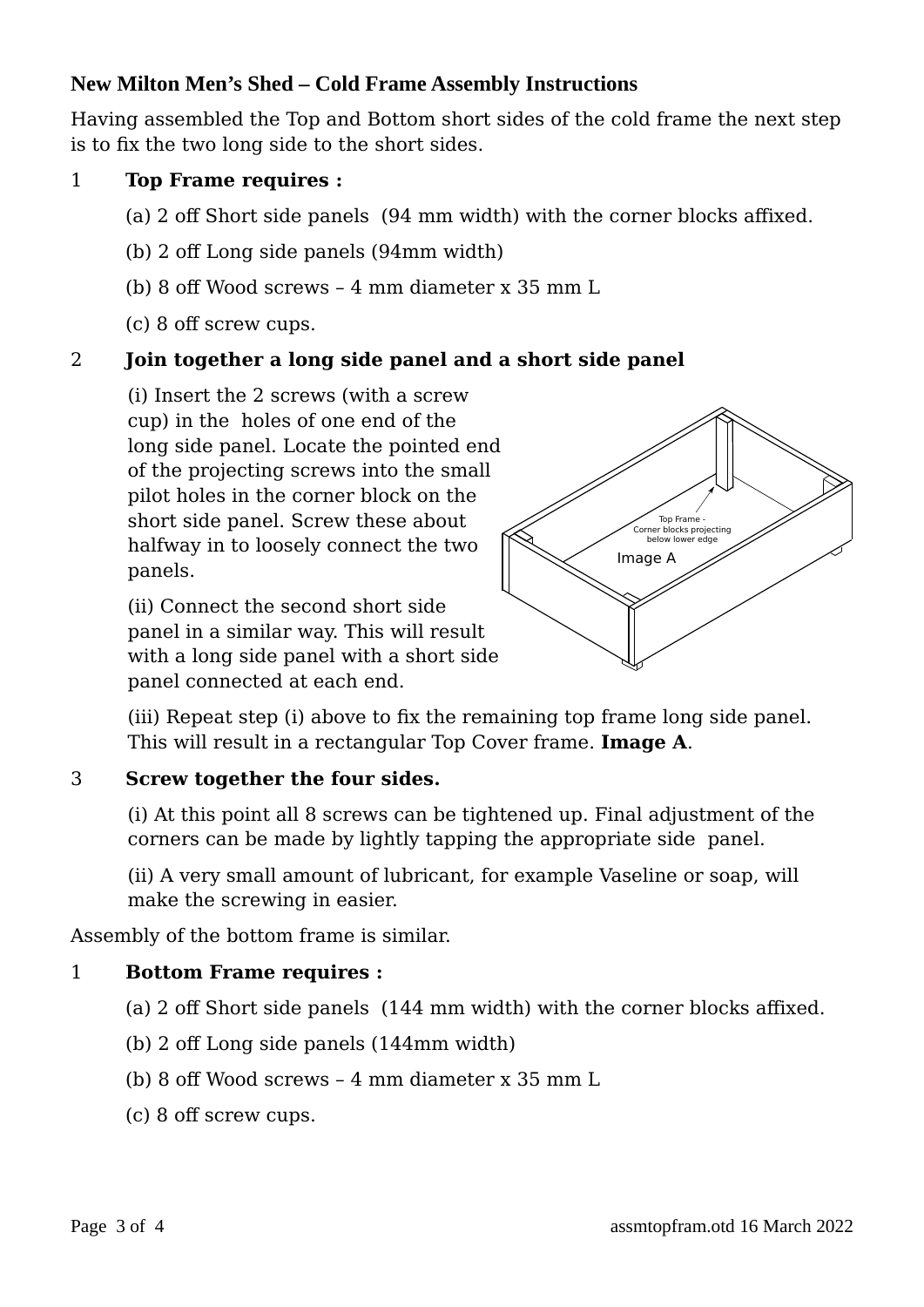**New Milton Men's Shed – Cold Frame Assembly Instructions**

Having assembled the Top and Bottom short sides of the cold frame the next step is to fix the two long side to the short sides.

1 **Top Frame requires :**

(a) 2 off Short side panels (94 mm width) with the corner blocks affixed.

(b) 2 off Long side panels (94mm width)

(b) 8 off Wood screws – 4 mm diameter x 35 mm L

(c) 8 off screw cups.

2 **Join together a long side panel and a short side panel**

(i) Insert the 2 screws (with a screw cup) in the holes of one end of the long side panel. Locate the pointed end of the projecting screws into the small pilot holes in the corner block on the short side panel. Screw these about halfway in to loosely connect the two panels.

(ii) Connect the second short side panel in a similar way. This will result with a long side panel with a short side panel connected at each end.

Top Frame - Corner blocks projecting below lower edge

Image A

(iii) Repeat step (i) above to fix the remaining top frame long side panel. This will result in a rectangular Top Cover frame. **Image A**.

3 **Screw together the four sides.**

(i) At this point all 8 screws can be tightened up. Final adjustment of the corners can be made by lightly tapping the appropriate side panel.

(ii) A very small amount of lubricant, for example Vaseline or soap, will make the screwing in easier.

Assembly of the bottom frame is similar.

1 **Bottom Frame requires :**

(a) 2 off Short side panels (144 mm width) with the corner blocks affixed.

(b) 2 off Long side panels (144mm width)

(b) 8 off Wood screws – 4 mm diameter x 35 mm L

(c) 8 off screw cups.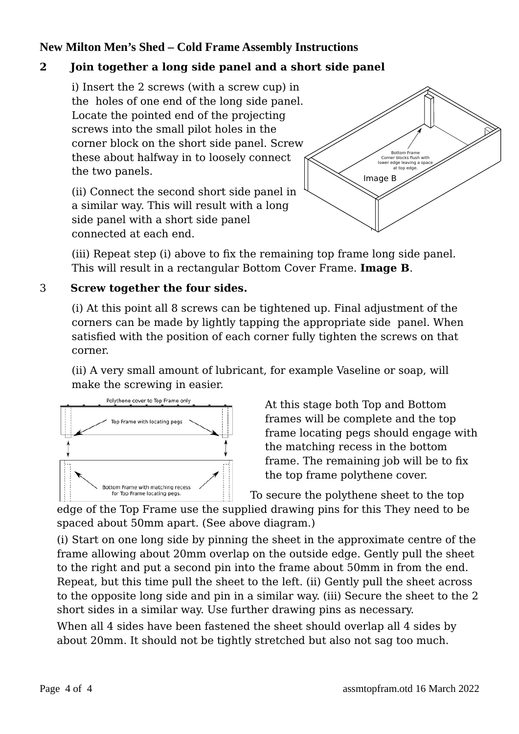**New Milton Men's Shed – Cold Frame Assembly Instructions**

## 2 Join together a long side panel and a short side panel

i) Insert the 2 screws (with a screw cup) in the holes of one end of the long side panel. Locate the pointed end of the projecting screws into the small pilot holes in the corner block on the short side panel. Screw these about halfway in to loosely connect the two panels.

(ii) Connect the second short side panel in a similar way. This will result with a long side panel with a short side panel connected at each end.

Bottom Frame
Corner blocks flush with lower edge leaving a space at top edge.

Image B

(iii) Repeat step (i) above to fix the remaining top frame long side panel. This will result in a rectangular Bottom Cover Frame. **Image B**.

## 3 Screw together the four sides.

(i) At this point all 8 screws can be tightened up. Final adjustment of the corners can be made by lightly tapping the appropriate side panel. When satisfied with the position of each corner fully tighten the screws on that corner.

(ii) A very small amount of lubricant, for example Vaseline or soap, will make the screwing in easier.

Polythene cover to Top Frame only

Top Frame with locating pegs

Bottom Frame with matching recess for Top Frame locating pegs.

At this stage both Top and Bottom frames will be complete and the top frame locating pegs should engage with the matching recess in the bottom frame. The remaining job will be to fix the top frame polythene cover.

To secure the polythene sheet to the top edge of the Top Frame use the supplied drawing pins for this They need to be spaced about 50mm apart. (See above diagram.)

(i) Start on one long side by pinning the sheet in the approximate centre of the frame allowing about 20mm overlap on the outside edge. Gently pull the sheet to the right and put a second pin into the frame about 50mm in from the end. Repeat, but this time pull the sheet to the left. (ii) Gently pull the sheet across to the opposite long side and pin in a similar way. (iii) Secure the sheet to the 2 short sides in a similar way. Use further drawing pins as necessary.

When all 4 sides have been fastened the sheet should overlap all 4 sides by about 20mm. It should not be tightly stretched but also not sag too much.